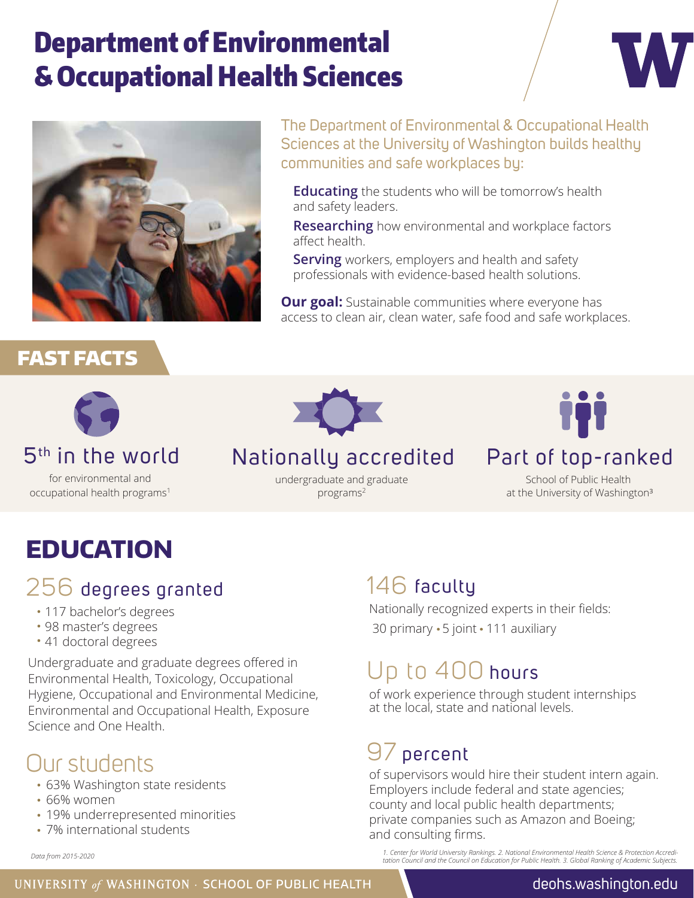# Department of Environmental & Occupational Health Sciences

The Department of Environmental & Occupational Health Sciences at the University of Washington builds healthy communities and safe workplaces by:

**Educating** the students who will be tomorrow's health and safety leaders.

**Researching** how environmental and workplace factors affect health.

**Serving** workers, employers and health and safety professionals with evidence-based health solutions.

**Our goal:** Sustainable communities where everyone has access to clean air, clean water, safe food and safe workplaces.

## FAST FACTS

**5th in the world**
for environmental and occupational health programs[1]

**Nationally accredited**
undergraduate and graduate programs[2]

**Part of top-ranked**
School of Public Health at the University of Washington[3]

## EDUCATION

### 256 degrees granted

- 117 bachelor's degrees
- 98 master's degrees
- 41 doctoral degrees

Undergraduate and graduate degrees offered in Environmental Health, Toxicology, Occupational Hygiene, Occupational and Environmental Medicine, Environmental and Occupational Health, Exposure Science and One Health.

### Our students

- 63% Washington state residents
- 66% women
- 19% underrepresented minorities
- 7% international students

### 146 faculty

Nationally recognized experts in their fields:
30 primary • 5 joint • 111 auxiliary

### Up to 400 hours

of work experience through student internships at the local, state and national levels.

### 97 percent

of supervisors would hire their student intern again. Employers include federal and state agencies; county and local public health departments; private companies such as Amazon and Boeing; and consulting firms.

*Data from 2015-2020*

*1. Center for World University Rankings. 2. National Environmental Health Science & Protection Accreditation Council and the Council on Education for Public Health. 3. Global Ranking of Academic Subjects.*

UNIVERSITY of WASHINGTON · SCHOOL OF PUBLIC HEALTH

deohs.washington.edu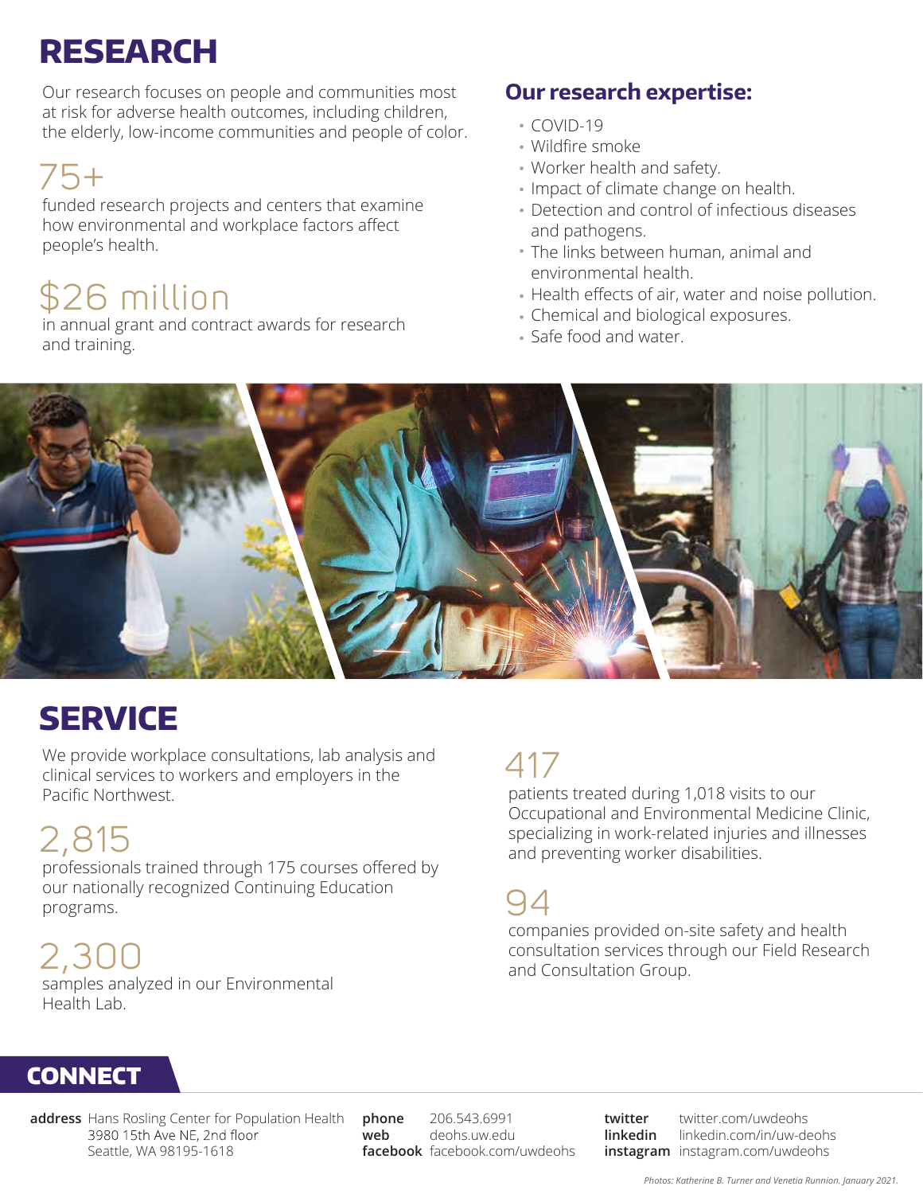# RESEARCH

Our research focuses on people and communities most at risk for adverse health outcomes, including children, the elderly, low-income communities and people of color.

75+

funded research projects and centers that examine how environmental and workplace factors affect people's health.

$26 million

in annual grant and contract awards for research and training.

## Our research expertise:

- COVID-19
- Wildfire smoke
- Worker health and safety.
- Impact of climate change on health.
- Detection and control of infectious diseases and pathogens.
- The links between human, animal and environmental health.
- Health effects of air, water and noise pollution.
- Chemical and biological exposures.
- Safe food and water.

# SERVICE

We provide workplace consultations, lab analysis and clinical services to workers and employers in the Pacific Northwest.

2,815

professionals trained through 175 courses offered by our nationally recognized Continuing Education programs.

2,300

samples analyzed in our Environmental Health Lab.

417

patients treated during 1,018 visits to our Occupational and Environmental Medicine Clinic, specializing in work-related injuries and illnesses and preventing worker disabilities.

94

companies provided on-site safety and health consultation services through our Field Research and Consultation Group.

## CONNECT

**address** Hans Rosling Center for Population Health
3980 15th Ave NE, 2nd floor
Seattle, WA 98195-1618

**phone** 206.543.6991
**web** deohs.uw.edu
**facebook** facebook.com/uwdeohs

**twitter** twitter.com/uwdeohs
**linkedin** linkedin.com/in/uw-deohs
**instagram** instagram.com/uwdeohs

*Photos: Katherine B. Turner and Venetia Runnion. January 2021.*